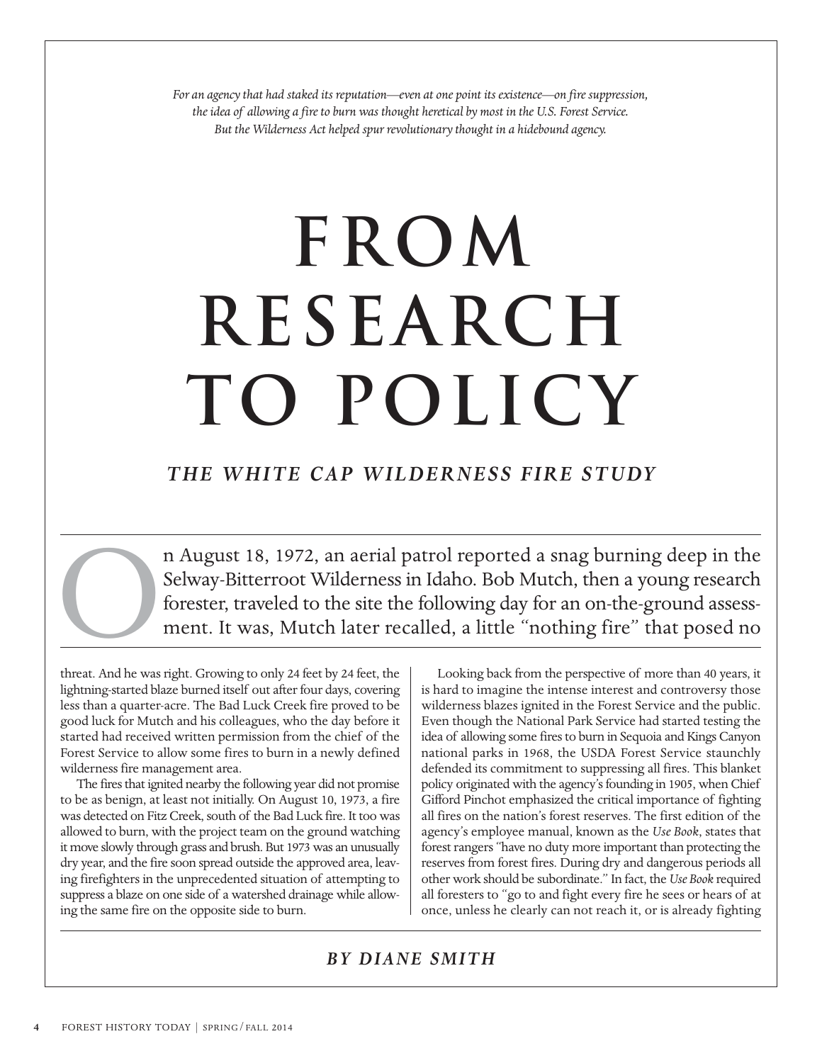*For an agency that had staked its reputation—even at one point its existence—on fire suppression, the idea of allowing a fire to burn was thought heretical by most in the U.S. Forest Service. But the Wilderness Act helped spur revolutionary thought in a hidebound agency.*

# FROM RESEARCH TO POLICY

## *THE WHITE CAP WILDERNESS FIRE STUDY*

### *BY DIANE SMITH*

On August 18, 1972, an aerial patrol reported a snag burning deep in the Selway-Bitterroot Wilderness in Idaho. Bob Mutch, then a young research forester, traveled to the site the following day for an on-the-ground assessment. It was, Mutch later recalled, a little "nothing fire" that posed no threat. And he was right. Growing to only 24 feet by 24 feet, the lightning-started blaze burned itself out after four days, covering less than a quarter-acre. The Bad Luck Creek fire proved to be good luck for Mutch and his colleagues, who the day before it started had received written permission from the chief of the Forest Service to allow some fires to burn in a newly defined wilderness fire management area.

The fires that ignited nearby the following year did not promise to be as benign, at least not initially. On August 10, 1973, a fire was detected on Fitz Creek, south of the Bad Luck fire. It too was allowed to burn, with the project team on the ground watching it move slowly through grass and brush. But 1973 was an unusually dry year, and the fire soon spread outside the approved area, leaving firefighters in the unprecedented situation of attempting to suppress a blaze on one side of a watershed drainage while allowing the same fire on the opposite side to burn.

Looking back from the perspective of more than 40 years, it is hard to imagine the intense interest and controversy those wilderness blazes ignited in the Forest Service and the public. Even though the National Park Service had started testing the idea of allowing some fires to burn in Sequoia and Kings Canyon national parks in 1968, the USDA Forest Service staunchly defended its commitment to suppressing all fires. This blanket policy originated with the agency's founding in 1905, when Chief Gifford Pinchot emphasized the critical importance of fighting all fires on the nation's forest reserves. The first edition of the agency's employee manual, known as the *Use Book*, states that forest rangers "have no duty more important than protecting the reserves from forest fires. During dry and dangerous periods all other work should be subordinate." In fact, the *Use Book* required all foresters to "go to and fight every fire he sees or hears of at once, unless he clearly can not reach it, or is already fighting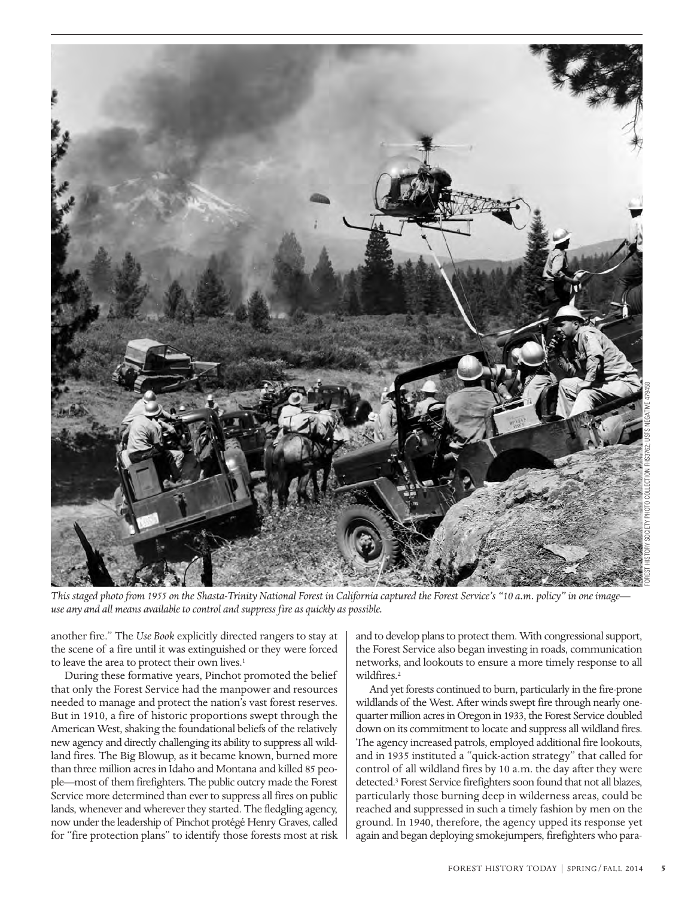*This staged photo from 1955 on the Shasta-Trinity National Forest in California captured the Forest Service's "10 a.m. policy" in one image—use any and all means available to control and suppress fire as quickly as possible.*

FOREST HISTORY SOCIETY PHOTO COLLECTION FHS3762; USFS NEGATIVE 479458

another fire." The *Use Book* explicitly directed rangers to stay at the scene of a fire until it was extinguished or they were forced to leave the area to protect their own lives.[1]

During these formative years, Pinchot promoted the belief that only the Forest Service had the manpower and resources needed to manage and protect the nation's vast forest reserves. But in 1910, a fire of historic proportions swept through the American West, shaking the foundational beliefs of the relatively new agency and directly challenging its ability to suppress all wildland fires. The Big Blowup, as it became known, burned more than three million acres in Idaho and Montana and killed 85 people—most of them firefighters. The public outcry made the Forest Service more determined than ever to suppress all fires on public lands, whenever and wherever they started. The fledgling agency, now under the leadership of Pinchot protégé Henry Graves, called for "fire protection plans" to identify those forests most at risk and to develop plans to protect them. With congressional support, the Forest Service also began investing in roads, communication networks, and lookouts to ensure a more timely response to all wildfires.[2]

And yet forests continued to burn, particularly in the fire-prone wildlands of the West. After winds swept fire through nearly one-quarter million acres in Oregon in 1933, the Forest Service doubled down on its commitment to locate and suppress all wildland fires. The agency increased patrols, employed additional fire lookouts, and in 1935 instituted a "quick-action strategy" that called for control of all wildland fires by 10 a.m. the day after they were detected.[3] Forest Service firefighters soon found that not all blazes, particularly those burning deep in wilderness areas, could be reached and suppressed in such a timely fashion by men on the ground. In 1940, therefore, the agency upped its response yet again and began deploying smokejumpers, firefighters who para-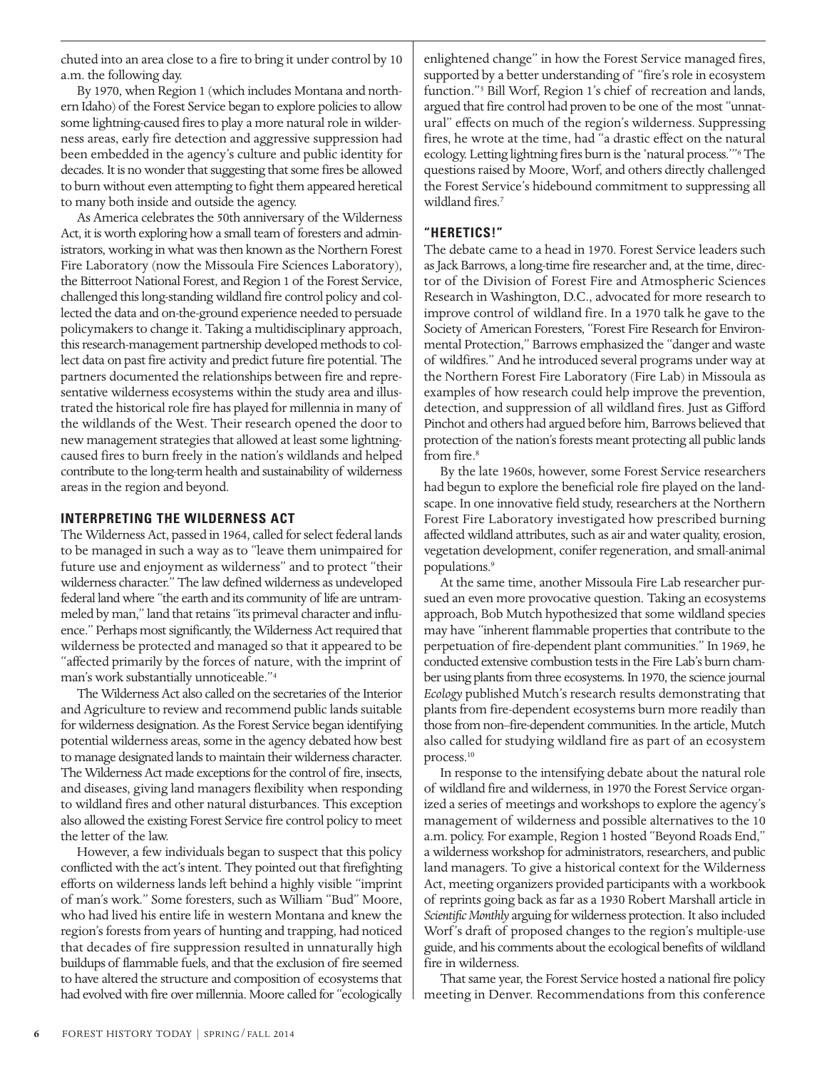chuted into an area close to a fire to bring it under control by 10 a.m. the following day.

By 1970, when Region 1 (which includes Montana and northern Idaho) of the Forest Service began to explore policies to allow some lightning-caused fires to play a more natural role in wilderness areas, early fire detection and aggressive suppression had been embedded in the agency's culture and public identity for decades. It is no wonder that suggesting that some fires be allowed to burn without even attempting to fight them appeared heretical to many both inside and outside the agency.

As America celebrates the 50th anniversary of the Wilderness Act, it is worth exploring how a small team of foresters and administrators, working in what was then known as the Northern Forest Fire Laboratory (now the Missoula Fire Sciences Laboratory), the Bitterroot National Forest, and Region 1 of the Forest Service, challenged this long-standing wildland fire control policy and collected the data and on-the-ground experience needed to persuade policymakers to change it. Taking a multidisciplinary approach, this research-management partnership developed methods to collect data on past fire activity and predict future fire potential. The partners documented the relationships between fire and representative wilderness ecosystems within the study area and illustrated the historical role fire has played for millennia in many of the wildlands of the West. Their research opened the door to new management strategies that allowed at least some lightning-caused fires to burn freely in the nation's wildlands and helped contribute to the long-term health and sustainability of wilderness areas in the region and beyond.

## INTERPRETING THE WILDERNESS ACT

The Wilderness Act, passed in 1964, called for select federal lands to be managed in such a way as to "leave them unimpaired for future use and enjoyment as wilderness" and to protect "their wilderness character." The law defined wilderness as undeveloped federal land where "the earth and its community of life are untrammeled by man," land that retains "its primeval character and influence." Perhaps most significantly, the Wilderness Act required that wilderness be protected and managed so that it appeared to be "affected primarily by the forces of nature, with the imprint of man's work substantially unnoticeable."[4]

The Wilderness Act also called on the secretaries of the Interior and Agriculture to review and recommend public lands suitable for wilderness designation. As the Forest Service began identifying potential wilderness areas, some in the agency debated how best to manage designated lands to maintain their wilderness character. The Wilderness Act made exceptions for the control of fire, insects, and diseases, giving land managers flexibility when responding to wildland fires and other natural disturbances. This exception also allowed the existing Forest Service fire control policy to meet the letter of the law.

However, a few individuals began to suspect that this policy conflicted with the act's intent. They pointed out that firefighting efforts on wilderness lands left behind a highly visible "imprint of man's work." Some foresters, such as William "Bud" Moore, who had lived his entire life in western Montana and knew the region's forests from years of hunting and trapping, had noticed that decades of fire suppression resulted in unnaturally high buildups of flammable fuels, and that the exclusion of fire seemed to have altered the structure and composition of ecosystems that had evolved with fire over millennia. Moore called for "ecologically enlightened change" in how the Forest Service managed fires, supported by a better understanding of "fire's role in ecosystem function."[5] Bill Worf, Region 1's chief of recreation and lands, argued that fire control had proven to be one of the most "unnatural" effects on much of the region's wilderness. Suppressing fires, he wrote at the time, had "a drastic effect on the natural ecology. Letting lightning fires burn is the 'natural process.'"[6] The questions raised by Moore, Worf, and others directly challenged the Forest Service's hidebound commitment to suppressing all wildland fires.[7]

## "HERETICS!"

The debate came to a head in 1970. Forest Service leaders such as Jack Barrows, a long-time fire researcher and, at the time, director of the Division of Forest Fire and Atmospheric Sciences Research in Washington, D.C., advocated for more research to improve control of wildland fire. In a 1970 talk he gave to the Society of American Foresters, "Forest Fire Research for Environmental Protection," Barrows emphasized the "danger and waste of wildfires." And he introduced several programs under way at the Northern Forest Fire Laboratory (Fire Lab) in Missoula as examples of how research could help improve the prevention, detection, and suppression of all wildland fires. Just as Gifford Pinchot and others had argued before him, Barrows believed that protection of the nation's forests meant protecting all public lands from fire.[8]

By the late 1960s, however, some Forest Service researchers had begun to explore the beneficial role fire played on the landscape. In one innovative field study, researchers at the Northern Forest Fire Laboratory investigated how prescribed burning affected wildland attributes, such as air and water quality, erosion, vegetation development, conifer regeneration, and small-animal populations.[9]

At the same time, another Missoula Fire Lab researcher pursued an even more provocative question. Taking an ecosystems approach, Bob Mutch hypothesized that some wildland species may have "inherent flammable properties that contribute to the perpetuation of fire-dependent plant communities." In 1969, he conducted extensive combustion tests in the Fire Lab's burn chamber using plants from three ecosystems. In 1970, the science journal *Ecology* published Mutch's research results demonstrating that plants from fire-dependent ecosystems burn more readily than those from non–fire-dependent communities. In the article, Mutch also called for studying wildland fire as part of an ecosystem process.[10]

In response to the intensifying debate about the natural role of wildland fire and wilderness, in 1970 the Forest Service organized a series of meetings and workshops to explore the agency's management of wilderness and possible alternatives to the 10 a.m. policy. For example, Region 1 hosted "Beyond Roads End," a wilderness workshop for administrators, researchers, and public land managers. To give a historical context for the Wilderness Act, meeting organizers provided participants with a workbook of reprints going back as far as a 1930 Robert Marshall article in *Scientific Monthly* arguing for wilderness protection. It also included Worf's draft of proposed changes to the region's multiple-use guide, and his comments about the ecological benefits of wildland fire in wilderness.

That same year, the Forest Service hosted a national fire policy meeting in Denver. Recommendations from this conference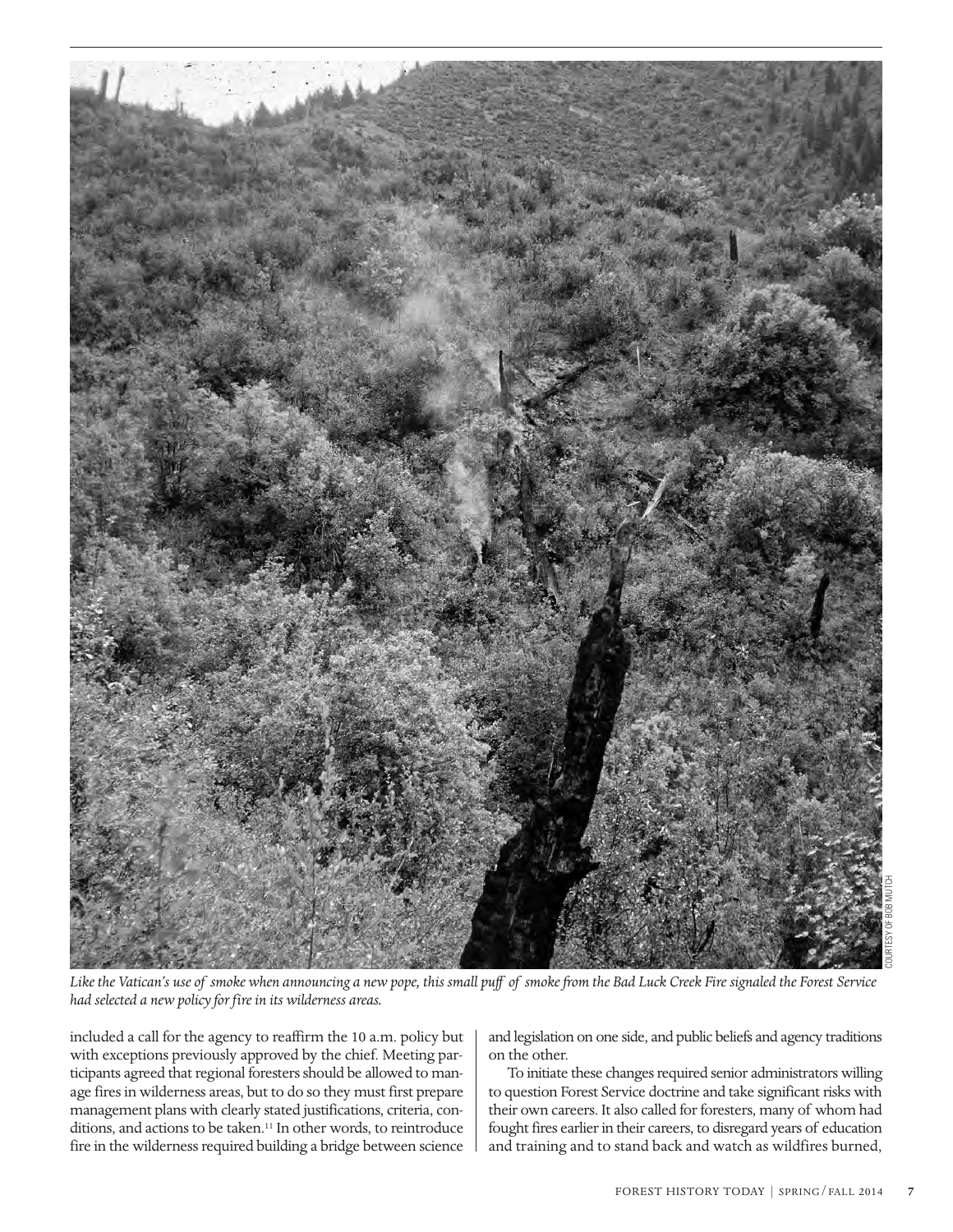*Like the Vatican's use of smoke when announcing a new pope, this small puff of smoke from the Bad Luck Creek Fire signaled the Forest Service had selected a new policy for fire in its wilderness areas.*

COURTESY OF BOB MUTCH

included a call for the agency to reaffirm the 10 a.m. policy but with exceptions previously approved by the chief. Meeting participants agreed that regional foresters should be allowed to manage fires in wilderness areas, but to do so they must first prepare management plans with clearly stated justifications, criteria, conditions, and actions to be taken.[11] In other words, to reintroduce fire in the wilderness required building a bridge between science and legislation on one side, and public beliefs and agency traditions on the other.

To initiate these changes required senior administrators willing to question Forest Service doctrine and take significant risks with their own careers. It also called for foresters, many of whom had fought fires earlier in their careers, to disregard years of education and training and to stand back and watch as wildfires burned,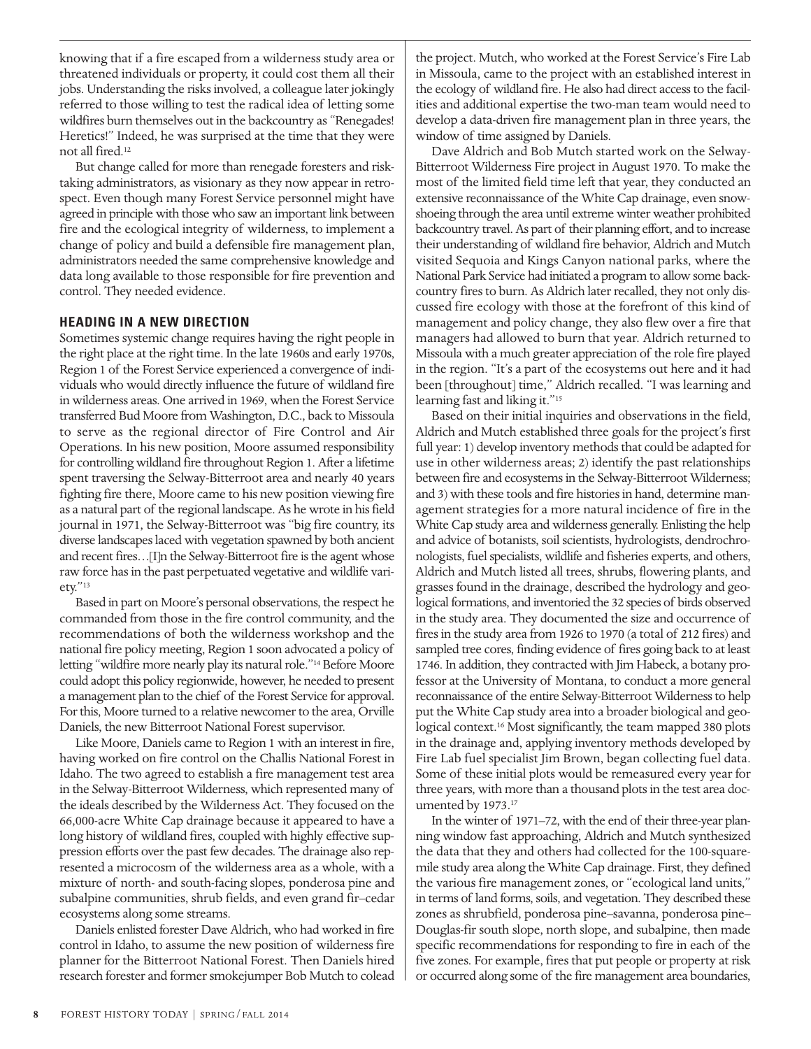knowing that if a fire escaped from a wilderness study area or threatened individuals or property, it could cost them all their jobs. Understanding the risks involved, a colleague later jokingly referred to those willing to test the radical idea of letting some wildfires burn themselves out in the backcountry as "Renegades! Heretics!" Indeed, he was surprised at the time that they were not all fired.[12]

But change called for more than renegade foresters and risk-taking administrators, as visionary as they now appear in retrospect. Even though many Forest Service personnel might have agreed in principle with those who saw an important link between fire and the ecological integrity of wilderness, to implement a change of policy and build a defensible fire management plan, administrators needed the same comprehensive knowledge and data long available to those responsible for fire prevention and control. They needed evidence.

## HEADING IN A NEW DIRECTION

Sometimes systemic change requires having the right people in the right place at the right time. In the late 1960s and early 1970s, Region 1 of the Forest Service experienced a convergence of individuals who would directly influence the future of wildland fire in wilderness areas. One arrived in 1969, when the Forest Service transferred Bud Moore from Washington, D.C., back to Missoula to serve as the regional director of Fire Control and Air Operations. In his new position, Moore assumed responsibility for controlling wildland fire throughout Region 1. After a lifetime spent traversing the Selway-Bitterroot area and nearly 40 years fighting fire there, Moore came to his new position viewing fire as a natural part of the regional landscape. As he wrote in his field journal in 1971, the Selway-Bitterroot was "big fire country, its diverse landscapes laced with vegetation spawned by both ancient and recent fires…[I]n the Selway-Bitterroot fire is the agent whose raw force has in the past perpetuated vegetative and wildlife variety."[13]

Based in part on Moore's personal observations, the respect he commanded from those in the fire control community, and the recommendations of both the wilderness workshop and the national fire policy meeting, Region 1 soon advocated a policy of letting "wildfire more nearly play its natural role."[14] Before Moore could adopt this policy regionwide, however, he needed to present a management plan to the chief of the Forest Service for approval. For this, Moore turned to a relative newcomer to the area, Orville Daniels, the new Bitterroot National Forest supervisor.

Like Moore, Daniels came to Region 1 with an interest in fire, having worked on fire control on the Challis National Forest in Idaho. The two agreed to establish a fire management test area in the Selway-Bitterroot Wilderness, which represented many of the ideals described by the Wilderness Act. They focused on the 66,000-acre White Cap drainage because it appeared to have a long history of wildland fires, coupled with highly effective suppression efforts over the past few decades. The drainage also represented a microcosm of the wilderness area as a whole, with a mixture of north- and south-facing slopes, ponderosa pine and subalpine communities, shrub fields, and even grand fir–cedar ecosystems along some streams.

Daniels enlisted forester Dave Aldrich, who had worked in fire control in Idaho, to assume the new position of wilderness fire planner for the Bitterroot National Forest. Then Daniels hired research forester and former smokejumper Bob Mutch to colead the project. Mutch, who worked at the Forest Service's Fire Lab in Missoula, came to the project with an established interest in the ecology of wildland fire. He also had direct access to the facilities and additional expertise the two-man team would need to develop a data-driven fire management plan in three years, the window of time assigned by Daniels.

Dave Aldrich and Bob Mutch started work on the Selway-Bitterroot Wilderness Fire project in August 1970. To make the most of the limited field time left that year, they conducted an extensive reconnaissance of the White Cap drainage, even snowshoeing through the area until extreme winter weather prohibited backcountry travel. As part of their planning effort, and to increase their understanding of wildland fire behavior, Aldrich and Mutch visited Sequoia and Kings Canyon national parks, where the National Park Service had initiated a program to allow some backcountry fires to burn. As Aldrich later recalled, they not only discussed fire ecology with those at the forefront of this kind of management and policy change, they also flew over a fire that managers had allowed to burn that year. Aldrich returned to Missoula with a much greater appreciation of the role fire played in the region. "It's a part of the ecosystems out here and it had been [throughout] time," Aldrich recalled. "I was learning and learning fast and liking it."[15]

Based on their initial inquiries and observations in the field, Aldrich and Mutch established three goals for the project's first full year: 1) develop inventory methods that could be adapted for use in other wilderness areas; 2) identify the past relationships between fire and ecosystems in the Selway-Bitterroot Wilderness; and 3) with these tools and fire histories in hand, determine management strategies for a more natural incidence of fire in the White Cap study area and wilderness generally. Enlisting the help and advice of botanists, soil scientists, hydrologists, dendrochronologists, fuel specialists, wildlife and fisheries experts, and others, Aldrich and Mutch listed all trees, shrubs, flowering plants, and grasses found in the drainage, described the hydrology and geological formations, and inventoried the 32 species of birds observed in the study area. They documented the size and occurrence of fires in the study area from 1926 to 1970 (a total of 212 fires) and sampled tree cores, finding evidence of fires going back to at least 1746. In addition, they contracted with Jim Habeck, a botany professor at the University of Montana, to conduct a more general reconnaissance of the entire Selway-Bitterroot Wilderness to help put the White Cap study area into a broader biological and geological context.[16] Most significantly, the team mapped 380 plots in the drainage and, applying inventory methods developed by Fire Lab fuel specialist Jim Brown, began collecting fuel data. Some of these initial plots would be remeasured every year for three years, with more than a thousand plots in the test area documented by 1973.[17]

In the winter of 1971–72, with the end of their three-year planning window fast approaching, Aldrich and Mutch synthesized the data that they and others had collected for the 100-square-mile study area along the White Cap drainage. First, they defined the various fire management zones, or "ecological land units," in terms of land forms, soils, and vegetation. They described these zones as shrubfield, ponderosa pine–savanna, ponderosa pine–Douglas-fir south slope, north slope, and subalpine, then made specific recommendations for responding to fire in each of the five zones. For example, fires that put people or property at risk or occurred along some of the fire management area boundaries,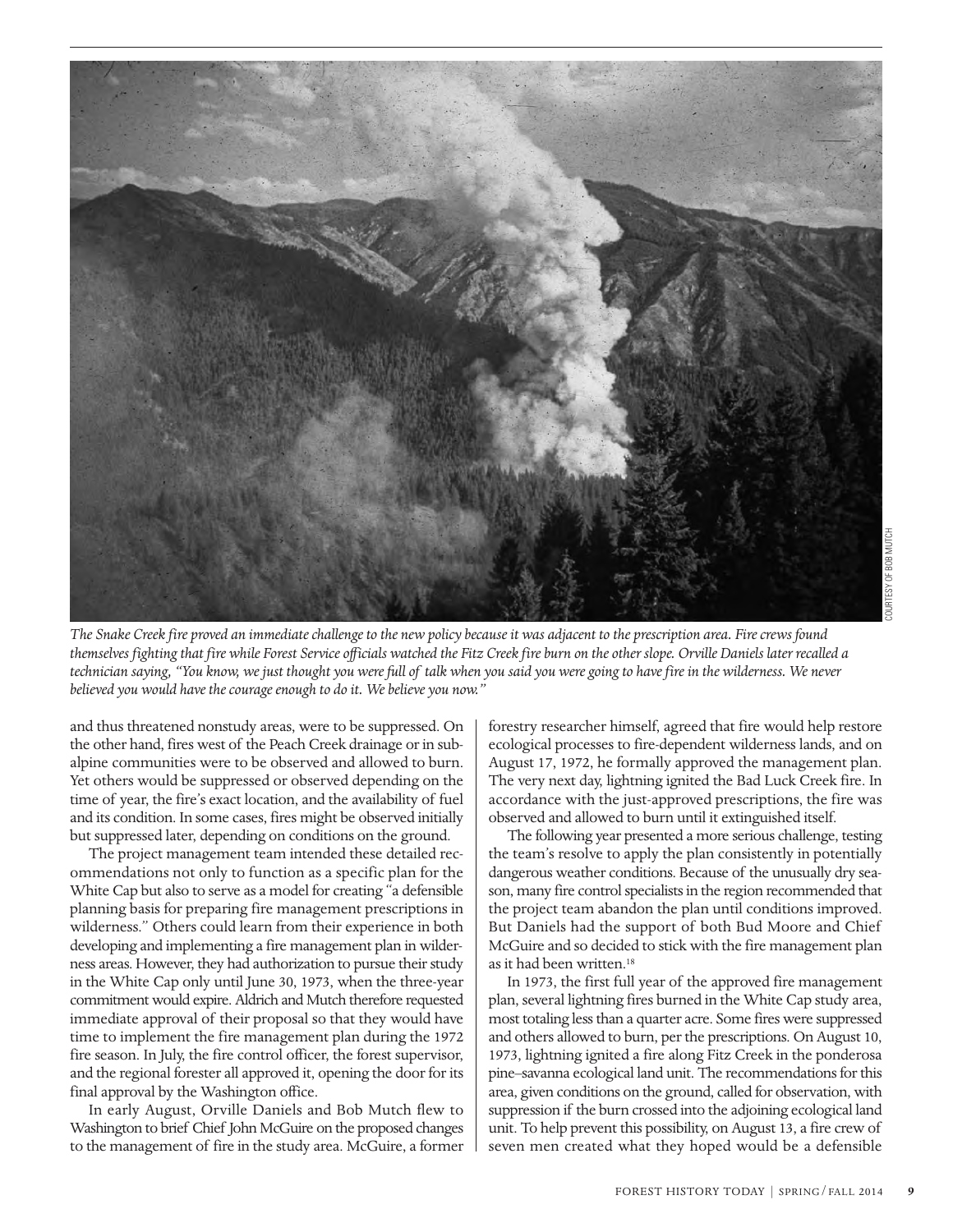*The Snake Creek fire proved an immediate challenge to the new policy because it was adjacent to the prescription area. Fire crews found themselves fighting that fire while Forest Service officials watched the Fitz Creek fire burn on the other slope. Orville Daniels later recalled a technician saying, "You know, we just thought you were full of talk when you said you were going to have fire in the wilderness. We never believed you would have the courage enough to do it. We believe you now."*

COURTESY OF BOB MUTCH

and thus threatened nonstudy areas, were to be suppressed. On the other hand, fires west of the Peach Creek drainage or in subalpine communities were to be observed and allowed to burn. Yet others would be suppressed or observed depending on the time of year, the fire's exact location, and the availability of fuel and its condition. In some cases, fires might be observed initially but suppressed later, depending on conditions on the ground.

The project management team intended these detailed recommendations not only to function as a specific plan for the White Cap but also to serve as a model for creating "a defensible planning basis for preparing fire management prescriptions in wilderness." Others could learn from their experience in both developing and implementing a fire management plan in wilderness areas. However, they had authorization to pursue their study in the White Cap only until June 30, 1973, when the three-year commitment would expire. Aldrich and Mutch therefore requested immediate approval of their proposal so that they would have time to implement the fire management plan during the 1972 fire season. In July, the fire control officer, the forest supervisor, and the regional forester all approved it, opening the door for its final approval by the Washington office.

In early August, Orville Daniels and Bob Mutch flew to Washington to brief Chief John McGuire on the proposed changes to the management of fire in the study area. McGuire, a former forestry researcher himself, agreed that fire would help restore ecological processes to fire-dependent wilderness lands, and on August 17, 1972, he formally approved the management plan. The very next day, lightning ignited the Bad Luck Creek fire. In accordance with the just-approved prescriptions, the fire was observed and allowed to burn until it extinguished itself.

The following year presented a more serious challenge, testing the team's resolve to apply the plan consistently in potentially dangerous weather conditions. Because of the unusually dry season, many fire control specialists in the region recommended that the project team abandon the plan until conditions improved. But Daniels had the support of both Bud Moore and Chief McGuire and so decided to stick with the fire management plan as it had been written.[18]

In 1973, the first full year of the approved fire management plan, several lightning fires burned in the White Cap study area, most totaling less than a quarter acre. Some fires were suppressed and others allowed to burn, per the prescriptions. On August 10, 1973, lightning ignited a fire along Fitz Creek in the ponderosa pine–savanna ecological land unit. The recommendations for this area, given conditions on the ground, called for observation, with suppression if the burn crossed into the adjoining ecological land unit. To help prevent this possibility, on August 13, a fire crew of seven men created what they hoped would be a defensible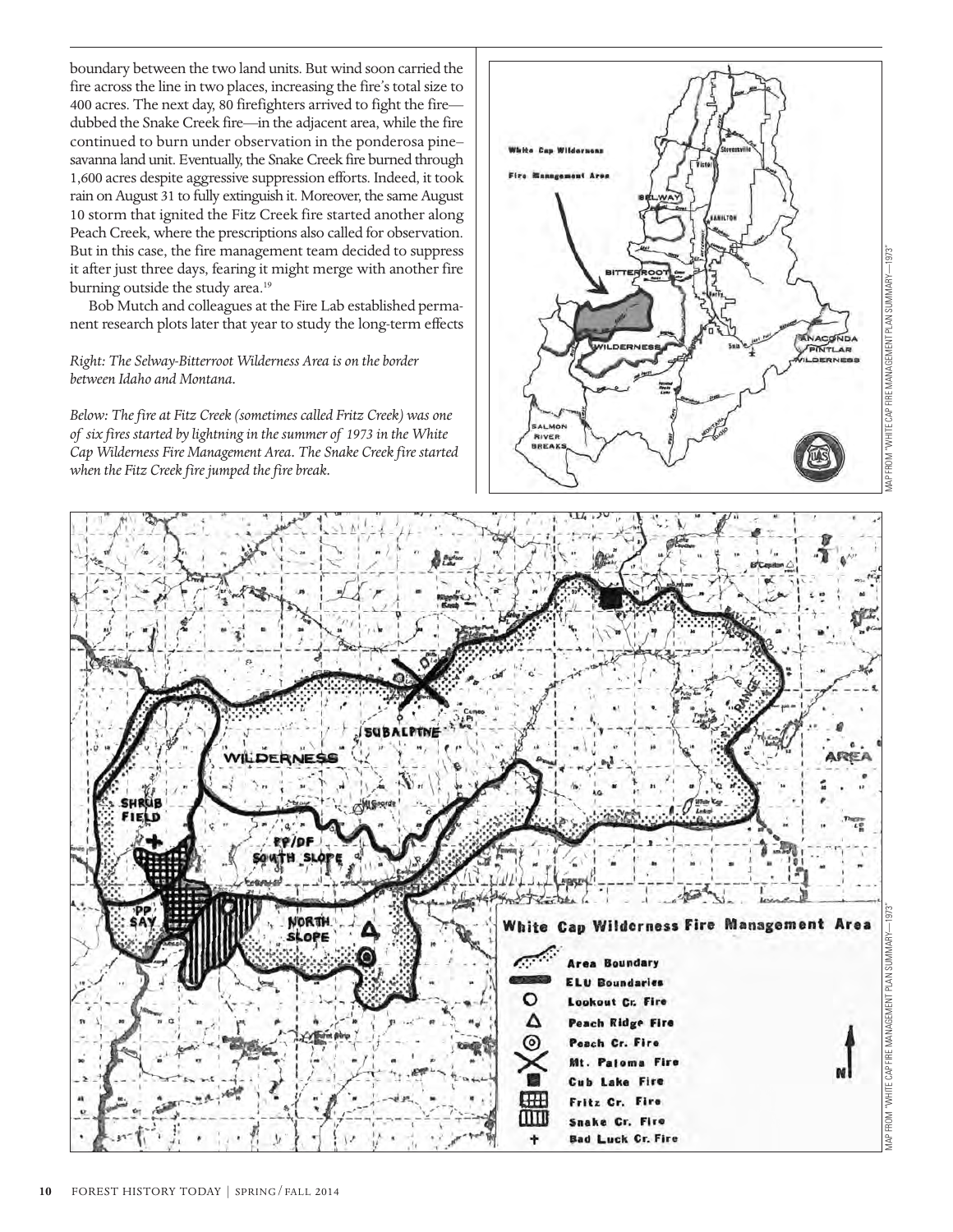boundary between the two land units. But wind soon carried the fire across the line in two places, increasing the fire's total size to 400 acres. The next day, 80 firefighters arrived to fight the fire—dubbed the Snake Creek fire—in the adjacent area, while the fire continued to burn under observation in the ponderosa pine–savanna land unit. Eventually, the Snake Creek fire burned through 1,600 acres despite aggressive suppression efforts. Indeed, it took rain on August 31 to fully extinguish it. Moreover, the same August 10 storm that ignited the Fitz Creek fire started another along Peach Creek, where the prescriptions also called for observation. But in this case, the fire management team decided to suppress it after just three days, fearing it might merge with another fire burning outside the study area.[19]

Bob Mutch and colleagues at the Fire Lab established permanent research plots later that year to study the long-term effects

*Right: The Selway-Bitterroot Wilderness Area is on the border between Idaho and Montana.*

*Below: The fire at Fitz Creek (sometimes called Fritz Creek) was one of six fires started by lightning in the summer of 1973 in the White Cap Wilderness Fire Management Area. The Snake Creek fire started when the Fitz Creek fire jumped the fire break.*

MAP FROM "WHITE CAP FIRE MANAGEMENT PLAN SUMMARY—1973"

MAP FROM "WHITE CAP FIRE MANAGEMENT PLAN SUMMARY—1973"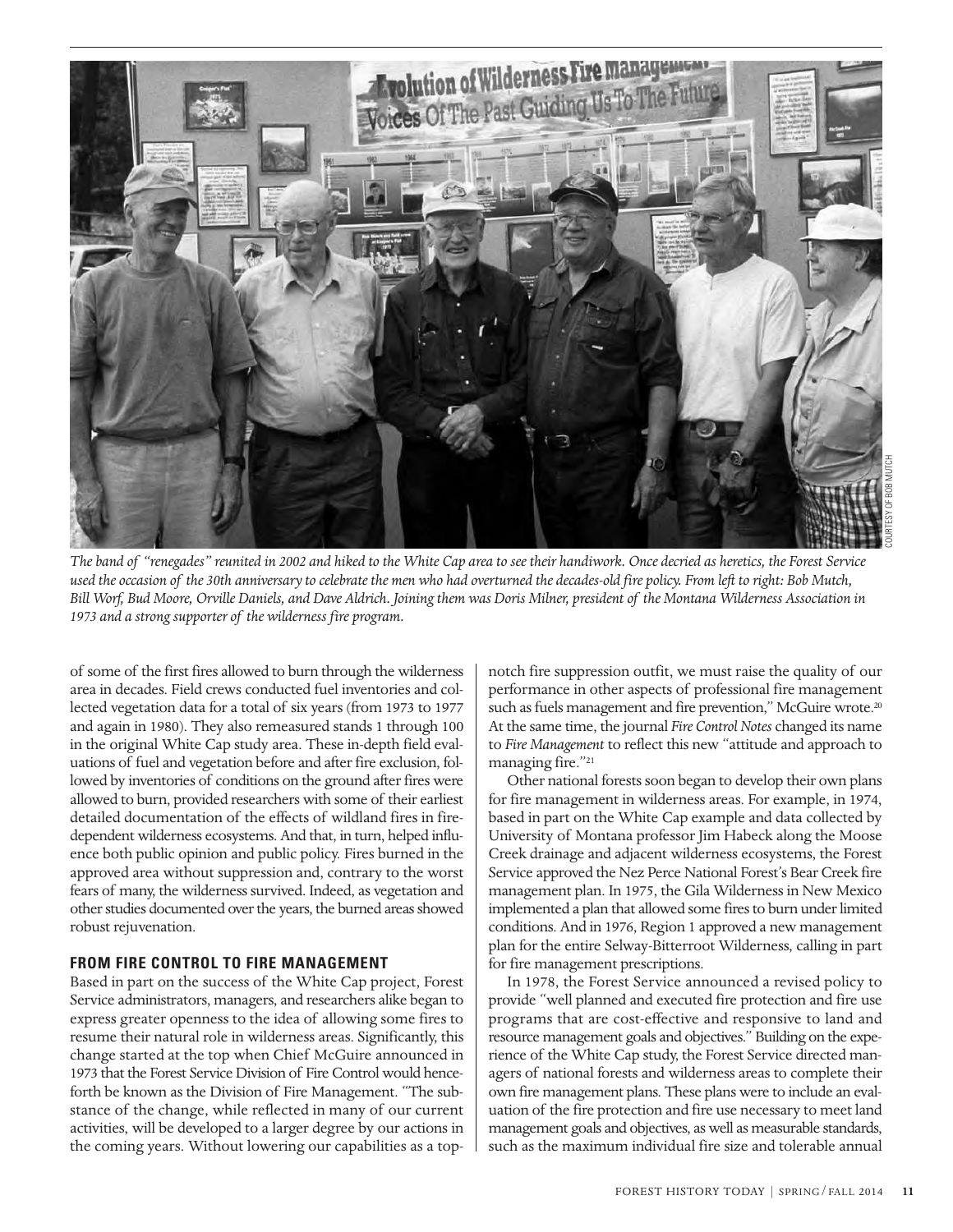*The band of "renegades" reunited in 2002 and hiked to the White Cap area to see their handiwork. Once decried as heretics, the Forest Service used the occasion of the 30th anniversary to celebrate the men who had overturned the decades-old fire policy. From left to right: Bob Mutch, Bill Worf, Bud Moore, Orville Daniels, and Dave Aldrich. Joining them was Doris Milner, president of the Montana Wilderness Association in 1973 and a strong supporter of the wilderness fire program.*

COURTESY OF BOB MUTCH

of some of the first fires allowed to burn through the wilderness area in decades. Field crews conducted fuel inventories and collected vegetation data for a total of six years (from 1973 to 1977 and again in 1980). They also remeasured stands 1 through 100 in the original White Cap study area. These in-depth field evaluations of fuel and vegetation before and after fire exclusion, followed by inventories of conditions on the ground after fires were allowed to burn, provided researchers with some of their earliest detailed documentation of the effects of wildland fires in fire-dependent wilderness ecosystems. And that, in turn, helped influence both public opinion and public policy. Fires burned in the approved area without suppression and, contrary to the worst fears of many, the wilderness survived. Indeed, as vegetation and other studies documented over the years, the burned areas showed robust rejuvenation.

## FROM FIRE CONTROL TO FIRE MANAGEMENT

Based in part on the success of the White Cap project, Forest Service administrators, managers, and researchers alike began to express greater openness to the idea of allowing some fires to resume their natural role in wilderness areas. Significantly, this change started at the top when Chief McGuire announced in 1973 that the Forest Service Division of Fire Control would henceforth be known as the Division of Fire Management. "The substance of the change, while reflected in many of our current activities, will be developed to a larger degree by our actions in the coming years. Without lowering our capabilities as a top-notch fire suppression outfit, we must raise the quality of our performance in other aspects of professional fire management such as fuels management and fire prevention," McGuire wrote.[20] At the same time, the journal *Fire Control Notes* changed its name to *Fire Management* to reflect this new "attitude and approach to managing fire."[21]

Other national forests soon began to develop their own plans for fire management in wilderness areas. For example, in 1974, based in part on the White Cap example and data collected by University of Montana professor Jim Habeck along the Moose Creek drainage and adjacent wilderness ecosystems, the Forest Service approved the Nez Perce National Forest's Bear Creek fire management plan. In 1975, the Gila Wilderness in New Mexico implemented a plan that allowed some fires to burn under limited conditions. And in 1976, Region 1 approved a new management plan for the entire Selway-Bitterroot Wilderness, calling in part for fire management prescriptions.

In 1978, the Forest Service announced a revised policy to provide "well planned and executed fire protection and fire use programs that are cost-effective and responsive to land and resource management goals and objectives." Building on the experience of the White Cap study, the Forest Service directed managers of national forests and wilderness areas to complete their own fire management plans. These plans were to include an evaluation of the fire protection and fire use necessary to meet land management goals and objectives, as well as measurable standards, such as the maximum individual fire size and tolerable annual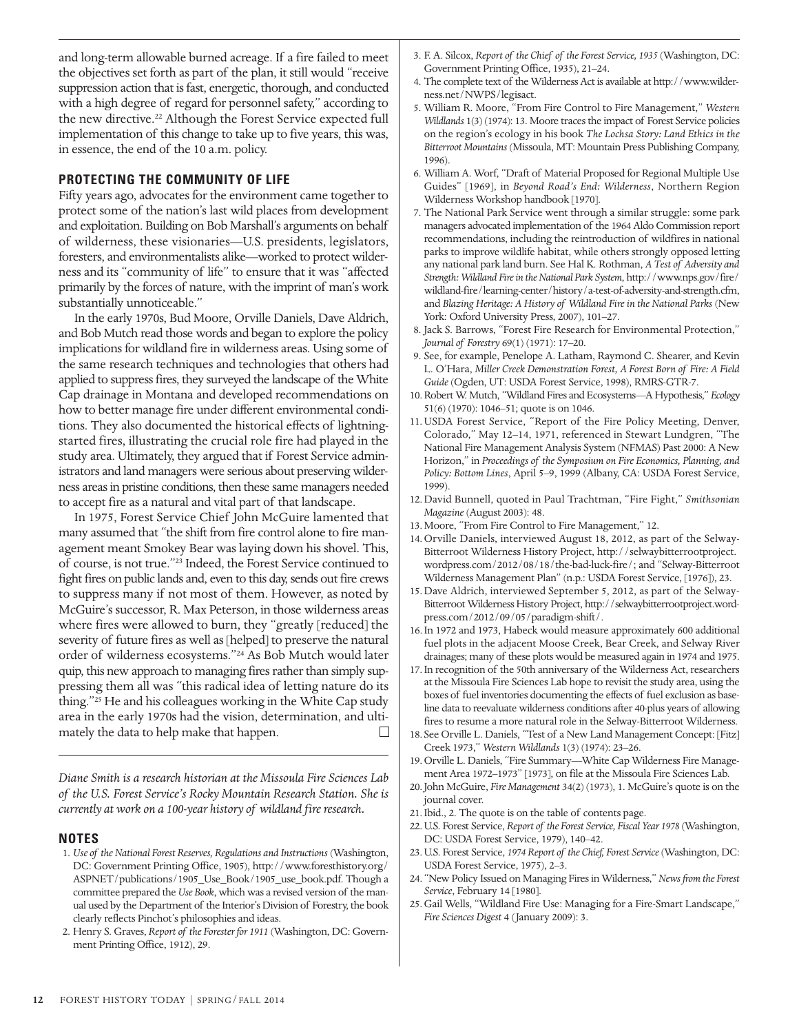and long-term allowable burned acreage. If a fire failed to meet the objectives set forth as part of the plan, it still would "receive suppression action that is fast, energetic, thorough, and conducted with a high degree of regard for personnel safety," according to the new directive.[22] Although the Forest Service expected full implementation of this change to take up to five years, this was, in essence, the end of the 10 a.m. policy.

## PROTECTING THE COMMUNITY OF LIFE

Fifty years ago, advocates for the environment came together to protect some of the nation's last wild places from development and exploitation. Building on Bob Marshall's arguments on behalf of wilderness, these visionaries—U.S. presidents, legislators, foresters, and environmentalists alike—worked to protect wilderness and its "community of life" to ensure that it was "affected primarily by the forces of nature, with the imprint of man's work substantially unnoticeable."

In the early 1970s, Bud Moore, Orville Daniels, Dave Aldrich, and Bob Mutch read those words and began to explore the policy implications for wildland fire in wilderness areas. Using some of the same research techniques and technologies that others had applied to suppress fires, they surveyed the landscape of the White Cap drainage in Montana and developed recommendations on how to better manage fire under different environmental conditions. They also documented the historical effects of lightning-started fires, illustrating the crucial role fire had played in the study area. Ultimately, they argued that if Forest Service administrators and land managers were serious about preserving wilderness areas in pristine conditions, then these same managers needed to accept fire as a natural and vital part of that landscape.

In 1975, Forest Service Chief John McGuire lamented that many assumed that "the shift from fire control alone to fire management meant Smokey Bear was laying down his shovel. This, of course, is not true."[23] Indeed, the Forest Service continued to fight fires on public lands and, even to this day, sends out fire crews to suppress many if not most of them. However, as noted by McGuire's successor, R. Max Peterson, in those wilderness areas where fires were allowed to burn, they "greatly [reduced] the severity of future fires as well as [helped] to preserve the natural order of wilderness ecosystems."[24] As Bob Mutch would later quip, this new approach to managing fires rather than simply suppressing them all was "this radical idea of letting nature do its thing."[25] He and his colleagues working in the White Cap study area in the early 1970s had the vision, determination, and ultimately the data to help make that happen. □

*Diane Smith is a research historian at the Missoula Fire Sciences Lab of the U.S. Forest Service's Rocky Mountain Research Station. She is currently at work on a 100-year history of wildland fire research.*

## NOTES

1. *Use of the National Forest Reserves, Regulations and Instructions* (Washington, DC: Government Printing Office, 1905), http://www.foresthistory.org/ASPNET/publications/1905_Use_Book/1905_use_book.pdf. Though a committee prepared the *Use Book*, which was a revised version of the manual used by the Department of the Interior's Division of Forestry, the book clearly reflects Pinchot's philosophies and ideas.
2. Henry S. Graves, *Report of the Forester for 1911* (Washington, DC: Government Printing Office, 1912), 29.
3. F. A. Silcox, *Report of the Chief of the Forest Service, 1935* (Washington, DC: Government Printing Office, 1935), 21–24.
4. The complete text of the Wilderness Act is available at http://www.wilderness.net/NWPS/legisact.
5. William R. Moore, "From Fire Control to Fire Management," *Western Wildlands* 1(3) (1974): 13. Moore traces the impact of Forest Service policies on the region's ecology in his book *The Lochsa Story: Land Ethics in the Bitterroot Mountains* (Missoula, MT: Mountain Press Publishing Company, 1996).
6. William A. Worf, "Draft of Material Proposed for Regional Multiple Use Guides" [1969], in *Beyond Road's End: Wilderness*, Northern Region Wilderness Workshop handbook [1970].
7. The National Park Service went through a similar struggle: some park managers advocated implementation of the 1964 Aldo Commission report recommendations, including the reintroduction of wildfires in national parks to improve wildlife habitat, while others strongly opposed letting any national park land burn. See Hal K. Rothman, *A Test of Adversity and Strength: Wildland Fire in the National Park System*, http://www.nps.gov/fire/wildland-fire/learning-center/history/a-test-of-adversity-and-strength.cfm, and *Blazing Heritage: A History of Wildland Fire in the National Parks* (New York: Oxford University Press, 2007), 101–27.
8. Jack S. Barrows, "Forest Fire Research for Environmental Protection," *Journal of Forestry* 69(1) (1971): 17–20.
9. See, for example, Penelope A. Latham, Raymond C. Shearer, and Kevin L. O'Hara, *Miller Creek Demonstration Forest, A Forest Born of Fire: A Field Guide* (Ogden, UT: USDA Forest Service, 1998), RMRS-GTR-7.
10. Robert W. Mutch, "Wildland Fires and Ecosystems—A Hypothesis," *Ecology* 51(6) (1970): 1046–51; quote is on 1046.
11. USDA Forest Service, "Report of the Fire Policy Meeting, Denver, Colorado," May 12–14, 1971, referenced in Stewart Lundgren, "The National Fire Management Analysis System (NFMAS) Past 2000: A New Horizon," in *Proceedings of the Symposium on Fire Economics, Planning, and Policy: Bottom Lines*, April 5–9, 1999 (Albany, CA: USDA Forest Service, 1999).
12. David Bunnell, quoted in Paul Trachtman, "Fire Fight," *Smithsonian Magazine* (August 2003): 48.
13. Moore, "From Fire Control to Fire Management," 12.
14. Orville Daniels, interviewed August 18, 2012, as part of the Selway-Bitterroot Wilderness History Project, http://selwaybitterrootproject.wordpress.com/2012/08/18/the-bad-luck-fire/; and "Selway-Bitterroot Wilderness Management Plan" (n.p.: USDA Forest Service, [1976]), 23.
15. Dave Aldrich, interviewed September 5, 2012, as part of the Selway-Bitterroot Wilderness History Project, http://selwaybitterrootproject.wordpress.com/2012/09/05/paradigm-shift/.
16. In 1972 and 1973, Habeck would measure approximately 600 additional fuel plots in the adjacent Moose Creek, Bear Creek, and Selway River drainages; many of these plots would be measured again in 1974 and 1975.
17. In recognition of the 50th anniversary of the Wilderness Act, researchers at the Missoula Fire Sciences Lab hope to revisit the study area, using the boxes of fuel inventories documenting the effects of fuel exclusion as baseline data to reevaluate wilderness conditions after 40-plus years of allowing fires to resume a more natural role in the Selway-Bitterroot Wilderness.
18. See Orville L. Daniels, "Test of a New Land Management Concept: [Fitz] Creek 1973," *Western Wildlands* 1(3) (1974): 23–26.
19. Orville L. Daniels, "Fire Summary—White Cap Wilderness Fire Management Area 1972–1973" [1973], on file at the Missoula Fire Sciences Lab.
20. John McGuire, *Fire Management* 34(2) (1973), 1. McGuire's quote is on the journal cover.
21. Ibid., 2. The quote is on the table of contents page.
22. U.S. Forest Service, *Report of the Forest Service, Fiscal Year 1978* (Washington, DC: USDA Forest Service, 1979), 140–42.
23. U.S. Forest Service, *1974 Report of the Chief, Forest Service* (Washington, DC: USDA Forest Service, 1975), 2–3.
24. "New Policy Issued on Managing Fires in Wilderness," *News from the Forest Service*, February 14 [1980].
25. Gail Wells, "Wildland Fire Use: Managing for a Fire-Smart Landscape," *Fire Sciences Digest* 4 (January 2009): 3.